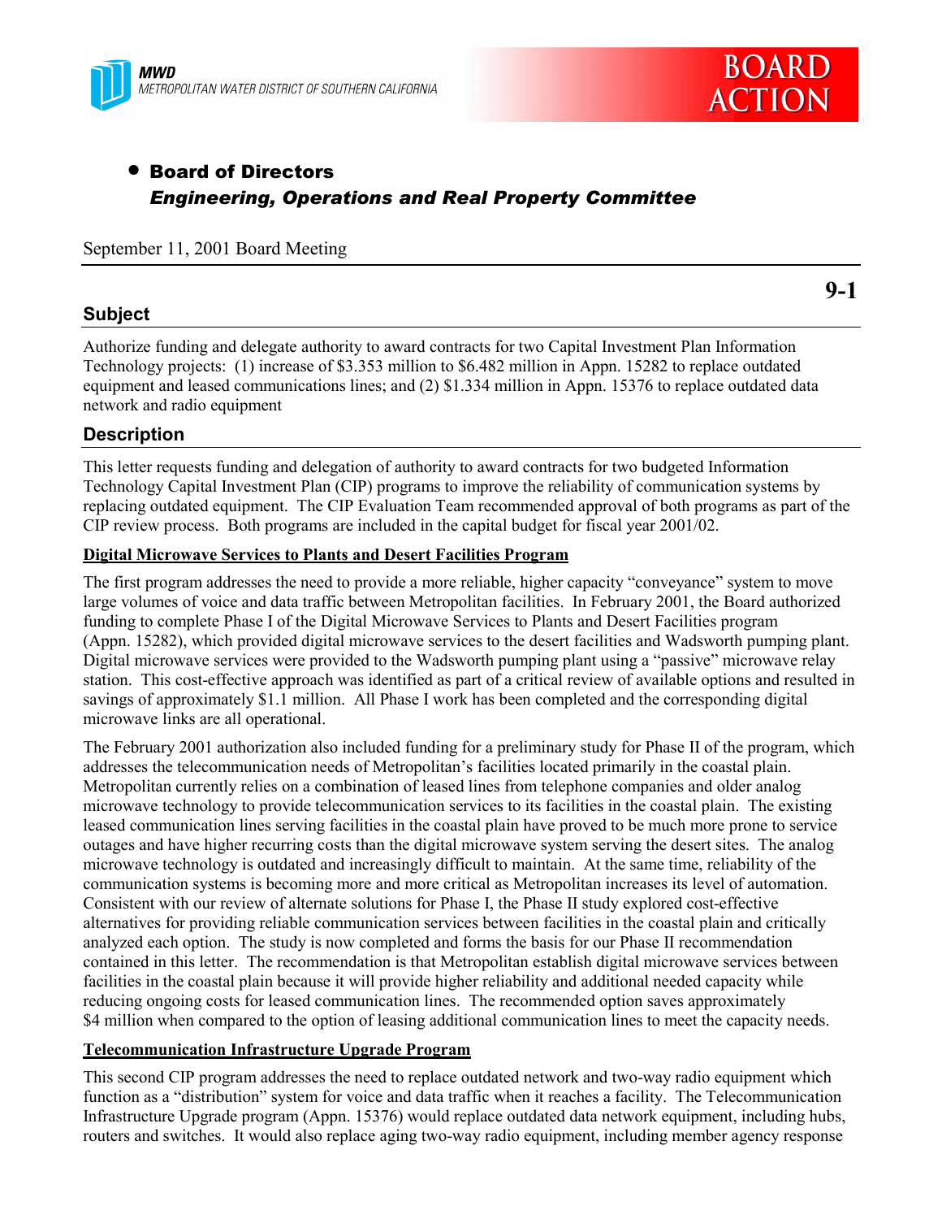MWD
METROPOLITAN WATER DISTRICT OF SOUTHERN CALIFORNIA

BOARD ACTION

- **Board of Directors**
  ***Engineering, Operations and Real Property Committee***

September 11, 2001 Board Meeting

**9-1**

## Subject

Authorize funding and delegate authority to award contracts for two Capital Investment Plan Information Technology projects: (1) increase of $3.353 million to $6.482 million in Appn. 15282 to replace outdated equipment and leased communications lines; and (2) $1.334 million in Appn. 15376 to replace outdated data network and radio equipment

## Description

This letter requests funding and delegation of authority to award contracts for two budgeted Information Technology Capital Investment Plan (CIP) programs to improve the reliability of communication systems by replacing outdated equipment. The CIP Evaluation Team recommended approval of both programs as part of the CIP review process. Both programs are included in the capital budget for fiscal year 2001/02.

**Digital Microwave Services to Plants and Desert Facilities Program**

The first program addresses the need to provide a more reliable, higher capacity "conveyance" system to move large volumes of voice and data traffic between Metropolitan facilities. In February 2001, the Board authorized funding to complete Phase I of the Digital Microwave Services to Plants and Desert Facilities program (Appn. 15282), which provided digital microwave services to the desert facilities and Wadsworth pumping plant. Digital microwave services were provided to the Wadsworth pumping plant using a "passive" microwave relay station. This cost-effective approach was identified as part of a critical review of available options and resulted in savings of approximately $1.1 million. All Phase I work has been completed and the corresponding digital microwave links are all operational.

The February 2001 authorization also included funding for a preliminary study for Phase II of the program, which addresses the telecommunication needs of Metropolitan's facilities located primarily in the coastal plain. Metropolitan currently relies on a combination of leased lines from telephone companies and older analog microwave technology to provide telecommunication services to its facilities in the coastal plain. The existing leased communication lines serving facilities in the coastal plain have proved to be much more prone to service outages and have higher recurring costs than the digital microwave system serving the desert sites. The analog microwave technology is outdated and increasingly difficult to maintain. At the same time, reliability of the communication systems is becoming more and more critical as Metropolitan increases its level of automation. Consistent with our review of alternate solutions for Phase I, the Phase II study explored cost-effective alternatives for providing reliable communication services between facilities in the coastal plain and critically analyzed each option. The study is now completed and forms the basis for our Phase II recommendation contained in this letter. The recommendation is that Metropolitan establish digital microwave services between facilities in the coastal plain because it will provide higher reliability and additional needed capacity while reducing ongoing costs for leased communication lines. The recommended option saves approximately $4 million when compared to the option of leasing additional communication lines to meet the capacity needs.

**Telecommunication Infrastructure Upgrade Program**

This second CIP program addresses the need to replace outdated network and two-way radio equipment which function as a "distribution" system for voice and data traffic when it reaches a facility. The Telecommunication Infrastructure Upgrade program (Appn. 15376) would replace outdated data network equipment, including hubs, routers and switches. It would also replace aging two-way radio equipment, including member agency response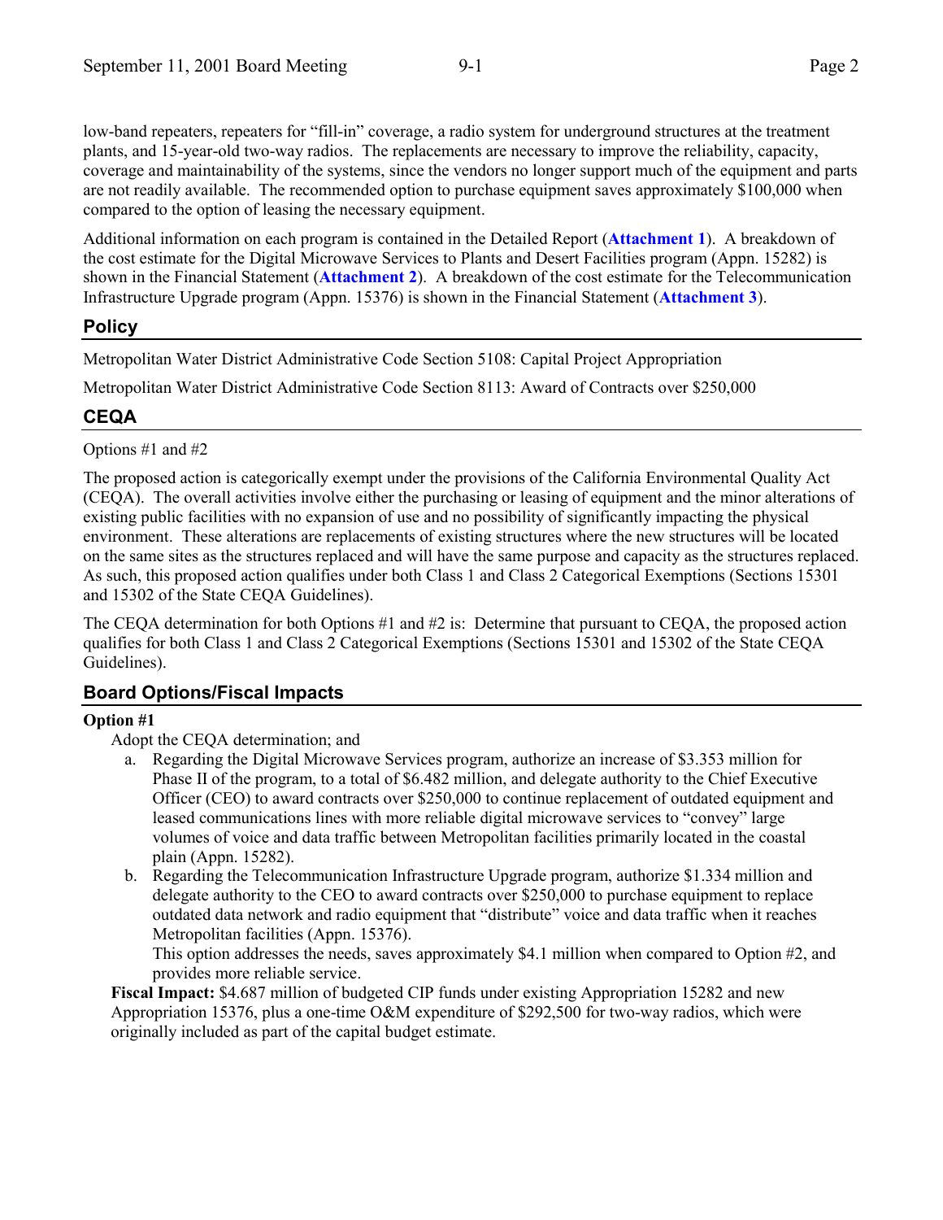low-band repeaters, repeaters for "fill-in" coverage, a radio system for underground structures at the treatment plants, and 15-year-old two-way radios. The replacements are necessary to improve the reliability, capacity, coverage and maintainability of the systems, since the vendors no longer support much of the equipment and parts are not readily available. The recommended option to purchase equipment saves approximately $100,000 when compared to the option of leasing the necessary equipment.

Additional information on each program is contained in the Detailed Report (**Attachment 1**). A breakdown of the cost estimate for the Digital Microwave Services to Plants and Desert Facilities program (Appn. 15282) is shown in the Financial Statement (**Attachment 2**). A breakdown of the cost estimate for the Telecommunication Infrastructure Upgrade program (Appn. 15376) is shown in the Financial Statement (**Attachment 3**).

## Policy

Metropolitan Water District Administrative Code Section 5108: Capital Project Appropriation

Metropolitan Water District Administrative Code Section 8113: Award of Contracts over $250,000

## CEQA

Options #1 and #2

The proposed action is categorically exempt under the provisions of the California Environmental Quality Act (CEQA). The overall activities involve either the purchasing or leasing of equipment and the minor alterations of existing public facilities with no expansion of use and no possibility of significantly impacting the physical environment. These alterations are replacements of existing structures where the new structures will be located on the same sites as the structures replaced and will have the same purpose and capacity as the structures replaced. As such, this proposed action qualifies under both Class 1 and Class 2 Categorical Exemptions (Sections 15301 and 15302 of the State CEQA Guidelines).

The CEQA determination for both Options #1 and #2 is: Determine that pursuant to CEQA, the proposed action qualifies for both Class 1 and Class 2 Categorical Exemptions (Sections 15301 and 15302 of the State CEQA Guidelines).

## Board Options/Fiscal Impacts

**Option #1**

Adopt the CEQA determination; and

a. Regarding the Digital Microwave Services program, authorize an increase of $3.353 million for Phase II of the program, to a total of $6.482 million, and delegate authority to the Chief Executive Officer (CEO) to award contracts over $250,000 to continue replacement of outdated equipment and leased communications lines with more reliable digital microwave services to "convey" large volumes of voice and data traffic between Metropolitan facilities primarily located in the coastal plain (Appn. 15282).

b. Regarding the Telecommunication Infrastructure Upgrade program, authorize $1.334 million and delegate authority to the CEO to award contracts over $250,000 to purchase equipment to replace outdated data network and radio equipment that "distribute" voice and data traffic when it reaches Metropolitan facilities (Appn. 15376).

   This option addresses the needs, saves approximately $4.1 million when compared to Option #2, and provides more reliable service.

**Fiscal Impact:** $4.687 million of budgeted CIP funds under existing Appropriation 15282 and new Appropriation 15376, plus a one-time O&M expenditure of $292,500 for two-way radios, which were originally included as part of the capital budget estimate.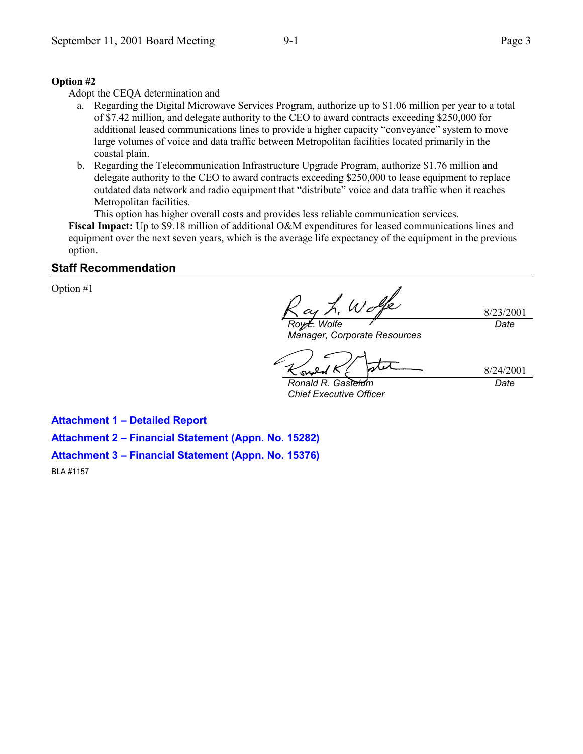**Option #2**

Adopt the CEQA determination and

a. Regarding the Digital Microwave Services Program, authorize up to $1.06 million per year to a total of $7.42 million, and delegate authority to the CEO to award contracts exceeding $250,000 for additional leased communications lines to provide a higher capacity "conveyance" system to move large volumes of voice and data traffic between Metropolitan facilities located primarily in the coastal plain.
b. Regarding the Telecommunication Infrastructure Upgrade Program, authorize $1.76 million and delegate authority to the CEO to award contracts exceeding $250,000 to lease equipment to replace outdated data network and radio equipment that "distribute" voice and data traffic when it reaches Metropolitan facilities.

This option has higher overall costs and provides less reliable communication services.

**Fiscal Impact:** Up to $9.18 million of additional O&M expenditures for leased communications lines and equipment over the next seven years, which is the average life expectancy of the equipment in the previous option.

## Staff Recommendation

Option #1

| | |
|---|---|
| *Roy L. Wolfe*<br>*Manager, Corporate Resources* | 8/23/2001<br>*Date* |
| *Ronald R. Gastelum*<br>*Chief Executive Officer* | 8/24/2001<br>*Date* |

**Attachment 1 – Detailed Report**

**Attachment 2 – Financial Statement (Appn. No. 15282)**

**Attachment 3 – Financial Statement (Appn. No. 15376)**

BLA #1157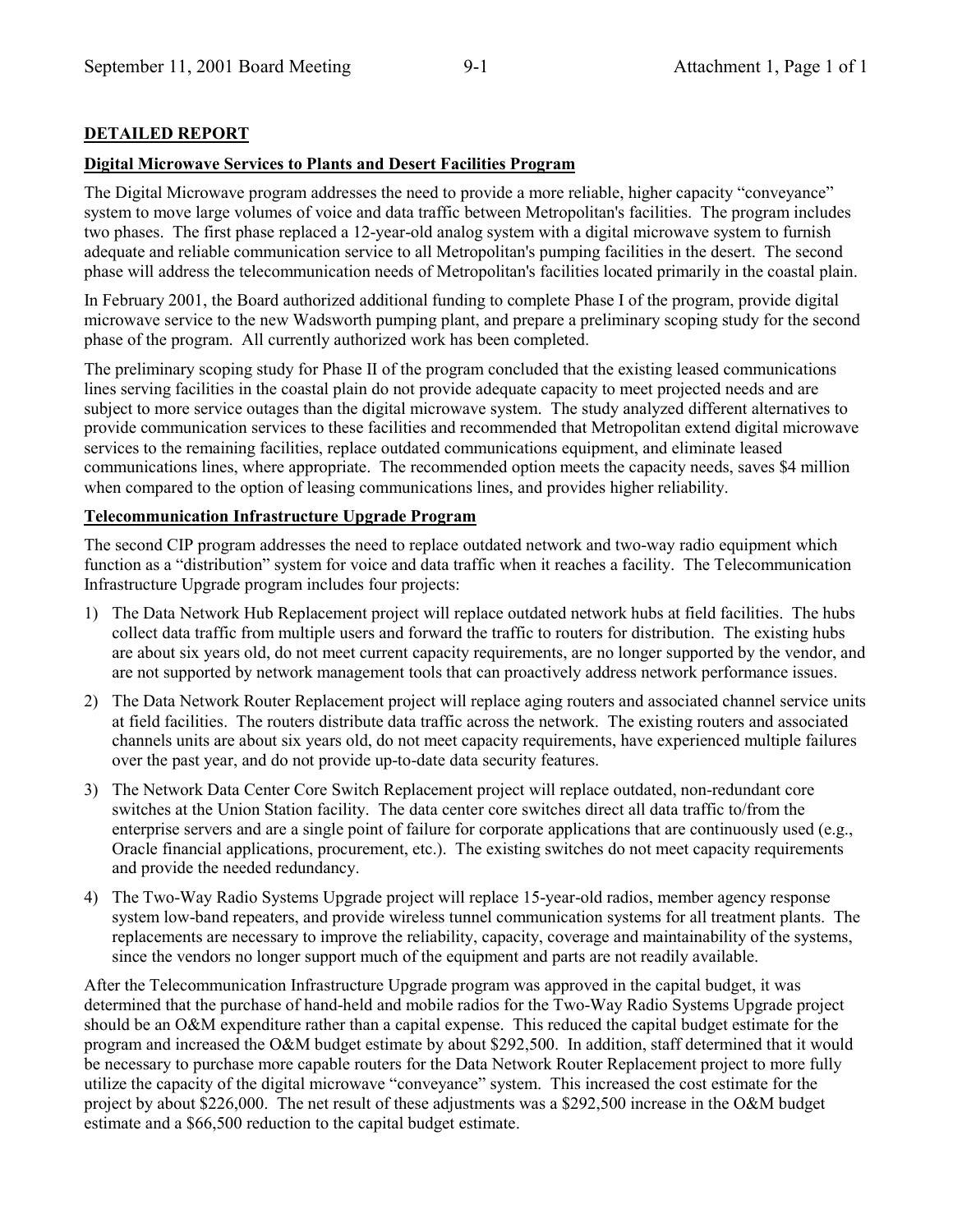**DETAILED REPORT**

**Digital Microwave Services to Plants and Desert Facilities Program**

The Digital Microwave program addresses the need to provide a more reliable, higher capacity "conveyance" system to move large volumes of voice and data traffic between Metropolitan's facilities. The program includes two phases. The first phase replaced a 12-year-old analog system with a digital microwave system to furnish adequate and reliable communication service to all Metropolitan's pumping facilities in the desert. The second phase will address the telecommunication needs of Metropolitan's facilities located primarily in the coastal plain.

In February 2001, the Board authorized additional funding to complete Phase I of the program, provide digital microwave service to the new Wadsworth pumping plant, and prepare a preliminary scoping study for the second phase of the program. All currently authorized work has been completed.

The preliminary scoping study for Phase II of the program concluded that the existing leased communications lines serving facilities in the coastal plain do not provide adequate capacity to meet projected needs and are subject to more service outages than the digital microwave system. The study analyzed different alternatives to provide communication services to these facilities and recommended that Metropolitan extend digital microwave services to the remaining facilities, replace outdated communications equipment, and eliminate leased communications lines, where appropriate. The recommended option meets the capacity needs, saves $4 million when compared to the option of leasing communications lines, and provides higher reliability.

**Telecommunication Infrastructure Upgrade Program**

The second CIP program addresses the need to replace outdated network and two-way radio equipment which function as a "distribution" system for voice and data traffic when it reaches a facility. The Telecommunication Infrastructure Upgrade program includes four projects:

1) The Data Network Hub Replacement project will replace outdated network hubs at field facilities. The hubs collect data traffic from multiple users and forward the traffic to routers for distribution. The existing hubs are about six years old, do not meet current capacity requirements, are no longer supported by the vendor, and are not supported by network management tools that can proactively address network performance issues.
2) The Data Network Router Replacement project will replace aging routers and associated channel service units at field facilities. The routers distribute data traffic across the network. The existing routers and associated channels units are about six years old, do not meet capacity requirements, have experienced multiple failures over the past year, and do not provide up-to-date data security features.
3) The Network Data Center Core Switch Replacement project will replace outdated, non-redundant core switches at the Union Station facility. The data center core switches direct all data traffic to/from the enterprise servers and are a single point of failure for corporate applications that are continuously used (e.g., Oracle financial applications, procurement, etc.). The existing switches do not meet capacity requirements and provide the needed redundancy.
4) The Two-Way Radio Systems Upgrade project will replace 15-year-old radios, member agency response system low-band repeaters, and provide wireless tunnel communication systems for all treatment plants. The replacements are necessary to improve the reliability, capacity, coverage and maintainability of the systems, since the vendors no longer support much of the equipment and parts are not readily available.

After the Telecommunication Infrastructure Upgrade program was approved in the capital budget, it was determined that the purchase of hand-held and mobile radios for the Two-Way Radio Systems Upgrade project should be an O&M expenditure rather than a capital expense. This reduced the capital budget estimate for the program and increased the O&M budget estimate by about $292,500. In addition, staff determined that it would be necessary to purchase more capable routers for the Data Network Router Replacement project to more fully utilize the capacity of the digital microwave "conveyance" system. This increased the cost estimate for the project by about $226,000. The net result of these adjustments was a $292,500 increase in the O&M budget estimate and a $66,500 reduction to the capital budget estimate.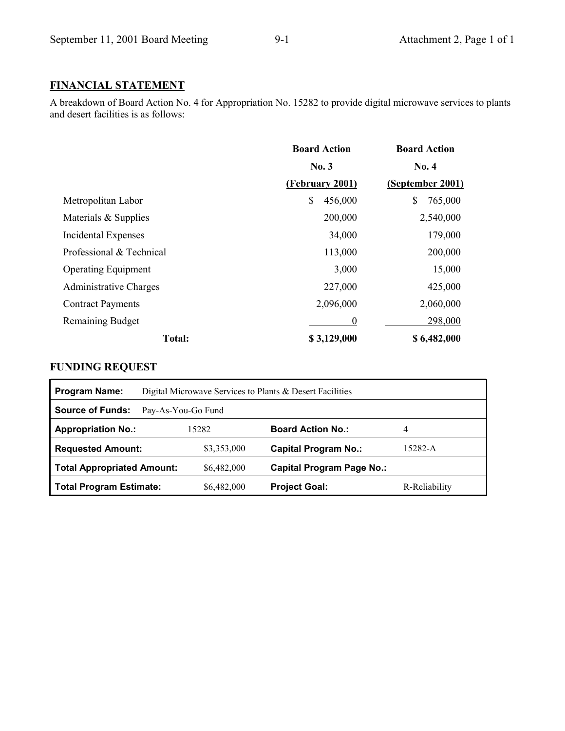## FINANCIAL STATEMENT

A breakdown of Board Action No. 4 for Appropriation No. 15282 to provide digital microwave services to plants and desert facilities is as follows:

| | Board Action No. 3 (February 2001) | Board Action No. 4 (September 2001) |
|---|---|---|
| Metropolitan Labor | $ 456,000 | $ 765,000 |
| Materials & Supplies | 200,000 | 2,540,000 |
| Incidental Expenses | 34,000 | 179,000 |
| Professional & Technical | 113,000 | 200,000 |
| Operating Equipment | 3,000 | 15,000 |
| Administrative Charges | 227,000 | 425,000 |
| Contract Payments | 2,096,000 | 2,060,000 |
| Remaining Budget | 0 | 298,000 |
| **Total:** | **$ 3,129,000** | **$ 6,482,000** |

## FUNDING REQUEST

| | | | |
|---|---|---|---|
| **Program Name:** | Digital Microwave Services to Plants & Desert Facilities | | |
| **Source of Funds:** | Pay-As-You-Go Fund | | |
| **Appropriation No.:** | 15282 | **Board Action No.:** | 4 |
| **Requested Amount:** | $3,353,000 | **Capital Program No.:** | 15282-A |
| **Total Appropriated Amount:** | $6,482,000 | **Capital Program Page No.:** | |
| **Total Program Estimate:** | $6,482,000 | **Project Goal:** | R-Reliability |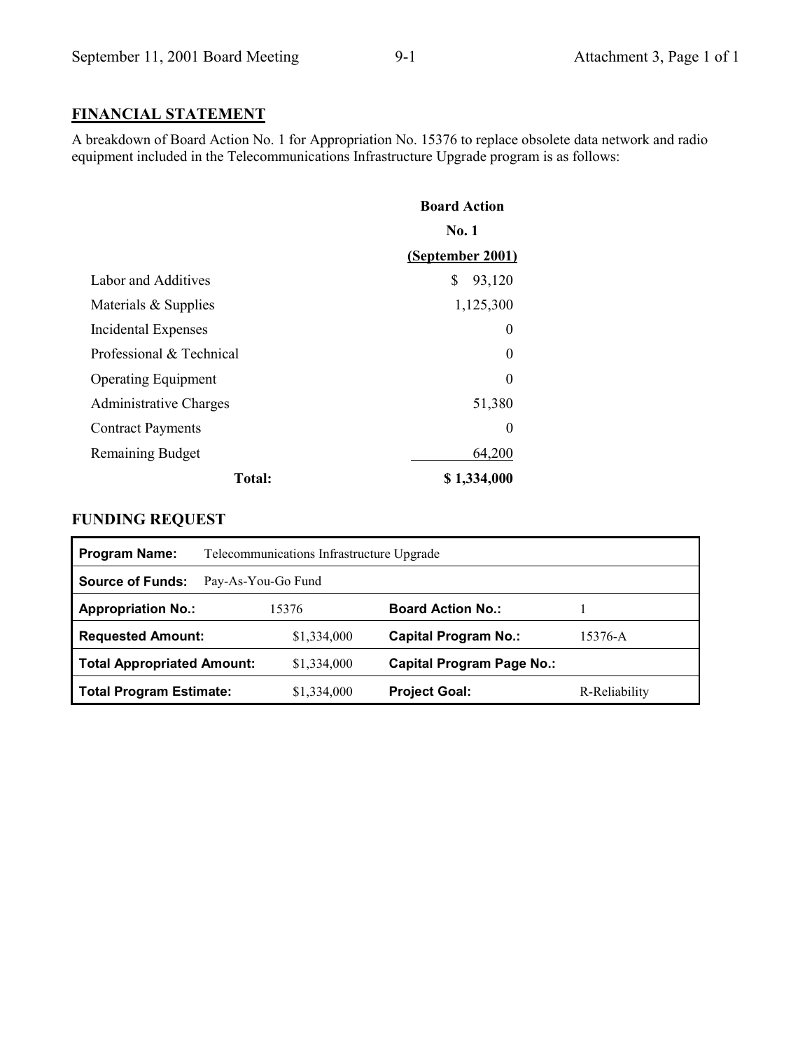## FINANCIAL STATEMENT

A breakdown of Board Action No. 1 for Appropriation No. 15376 to replace obsolete data network and radio equipment included in the Telecommunications Infrastructure Upgrade program is as follows:

| | Board Action No. 1 (September 2001) |
|---|---|
| Labor and Additives | $ 93,120 |
| Materials & Supplies | 1,125,300 |
| Incidental Expenses | 0 |
| Professional & Technical | 0 |
| Operating Equipment | 0 |
| Administrative Charges | 51,380 |
| Contract Payments | 0 |
| Remaining Budget | 64,200 |
| **Total:** | **$ 1,334,000** |

## FUNDING REQUEST

| | | | |
|---|---|---|---|
| **Program Name:** | Telecommunications Infrastructure Upgrade | | |
| **Source of Funds:** | Pay-As-You-Go Fund | | |
| **Appropriation No.:** | 15376 | **Board Action No.:** | 1 |
| **Requested Amount:** | $1,334,000 | **Capital Program No.:** | 15376-A |
| **Total Appropriated Amount:** | $1,334,000 | **Capital Program Page No.:** | |
| **Total Program Estimate:** | $1,334,000 | **Project Goal:** | R-Reliability |